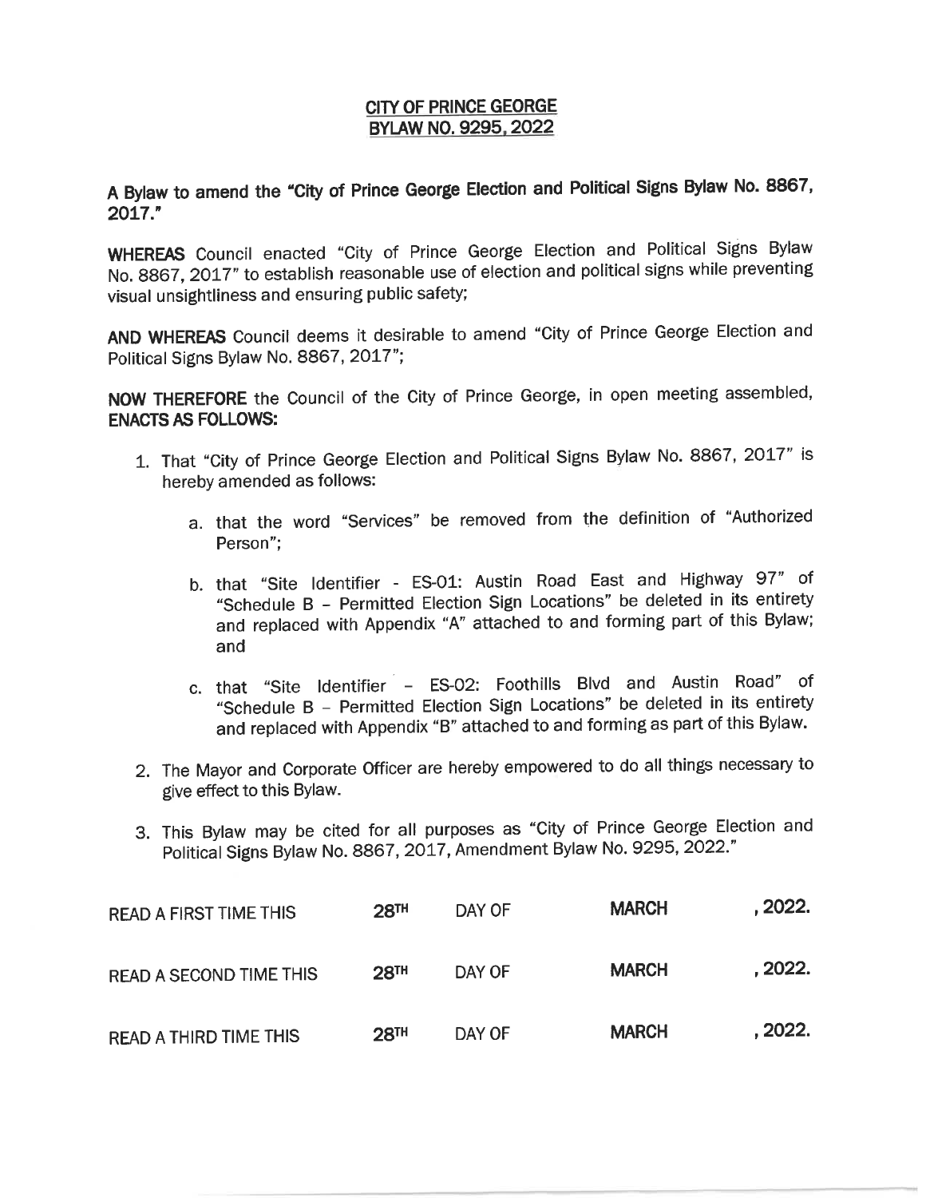**CITY OF PRINCE GEORGE**
**BYLAW NO. 9295, 2022**

**A Bylaw to amend the "City of Prince George Election and Political Signs Bylaw No. 8867, 2017."**

**WHEREAS** Council enacted "City of Prince George Election and Political Signs Bylaw No. 8867, 2017" to establish reasonable use of election and political signs while preventing visual unsightliness and ensuring public safety;

**AND WHEREAS** Council deems it desirable to amend "City of Prince George Election and Political Signs Bylaw No. 8867, 2017";

**NOW THEREFORE** the Council of the City of Prince George, in open meeting assembled, **ENACTS AS FOLLOWS:**

1. That "City of Prince George Election and Political Signs Bylaw No. 8867, 2017" is hereby amended as follows:

   a. that the word "Services" be removed from the definition of "Authorized Person";

   b. that "Site Identifier - ES-01: Austin Road East and Highway 97" of "Schedule B – Permitted Election Sign Locations" be deleted in its entirety and replaced with Appendix "A" attached to and forming part of this Bylaw; and

   c. that "Site Identifier – ES-02: Foothills Blvd and Austin Road" of "Schedule B – Permitted Election Sign Locations" be deleted in its entirety and replaced with Appendix "B" attached to and forming as part of this Bylaw.

2. The Mayor and Corporate Officer are hereby empowered to do all things necessary to give effect to this Bylaw.

3. This Bylaw may be cited for all purposes as "City of Prince George Election and Political Signs Bylaw No. 8867, 2017, Amendment Bylaw No. 9295, 2022."

| | | | | |
|---|---|---|---|---|
| READ A FIRST TIME THIS | **28TH** | DAY OF | **MARCH** | **, 2022.** |
| READ A SECOND TIME THIS | **28TH** | DAY OF | **MARCH** | **, 2022.** |
| READ A THIRD TIME THIS | **28TH** | DAY OF | **MARCH** | **, 2022.** |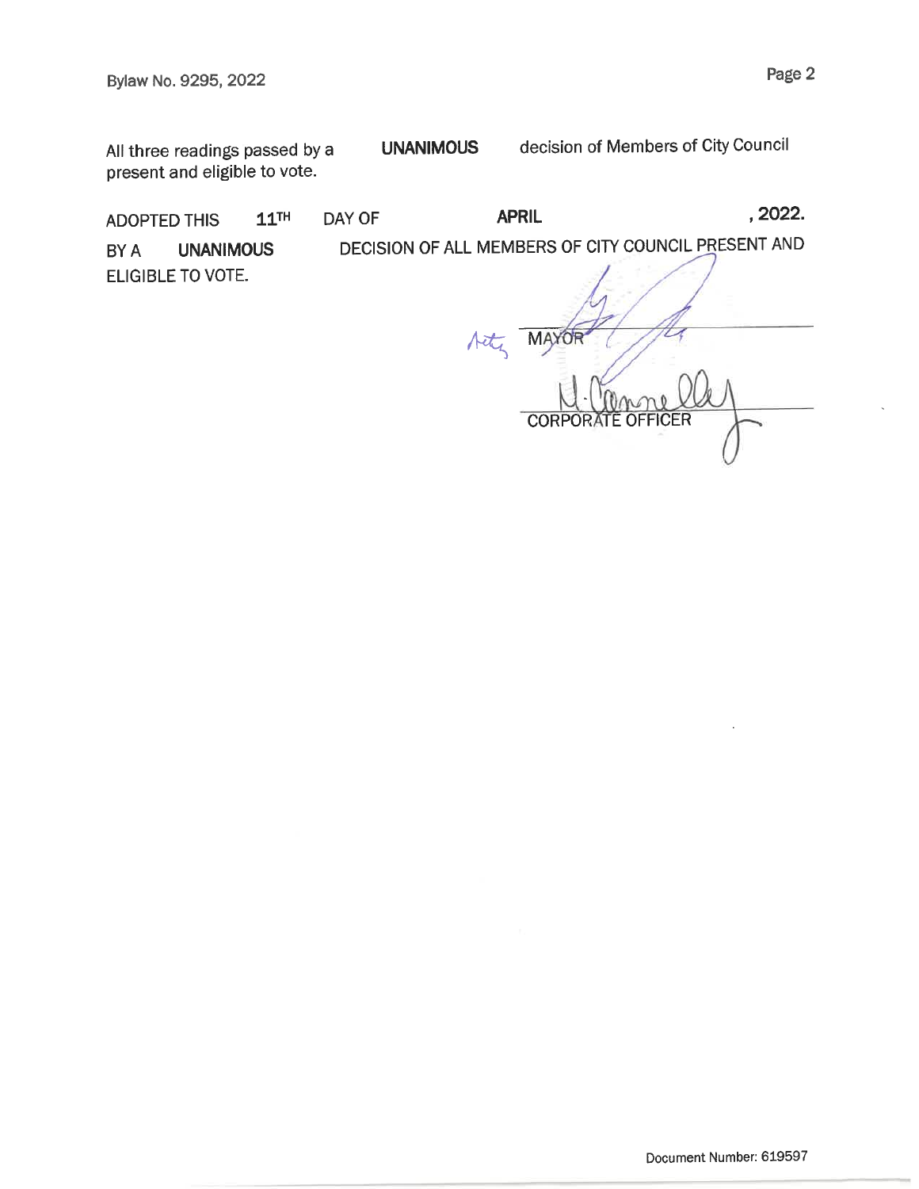All three readings passed by a **UNANIMOUS** decision of Members of City Council present and eligible to vote.

ADOPTED THIS **11TH** DAY OF **APRIL**, **2022.**

BY A **UNANIMOUS** DECISION OF ALL MEMBERS OF CITY COUNCIL PRESENT AND ELIGIBLE TO VOTE.

Acting MAYOR

CORPORATE OFFICER

Document Number: 619597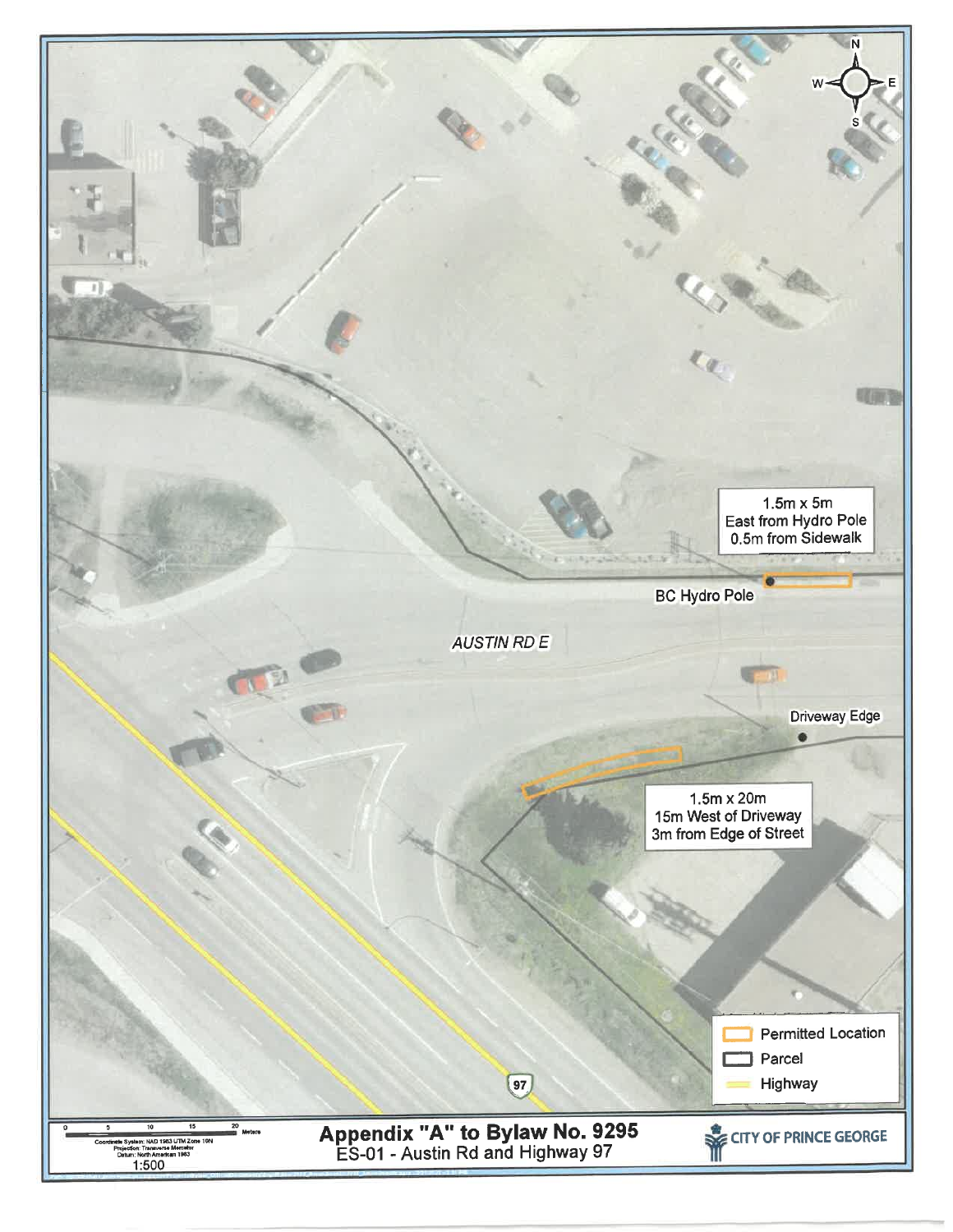1.5m x 5m
East from Hydro Pole
0.5m from Sidewalk

BC Hydro Pole

AUSTIN RD E

Driveway Edge

1.5m x 20m
15m West of Driveway
3m from Edge of Street

97

| Legend |
| --- |
| Permitted Location |
| Parcel |
| Highway |

0 5 10 15 20 Meters

Coordinate System: NAD 1983 UTM Zone 10N
Projection: Transverse Mercator
Datum: North American 1983

1:500

**Appendix "A" to Bylaw No. 9295**

ES-01 - Austin Rd and Highway 97

CITY OF PRINCE GEORGE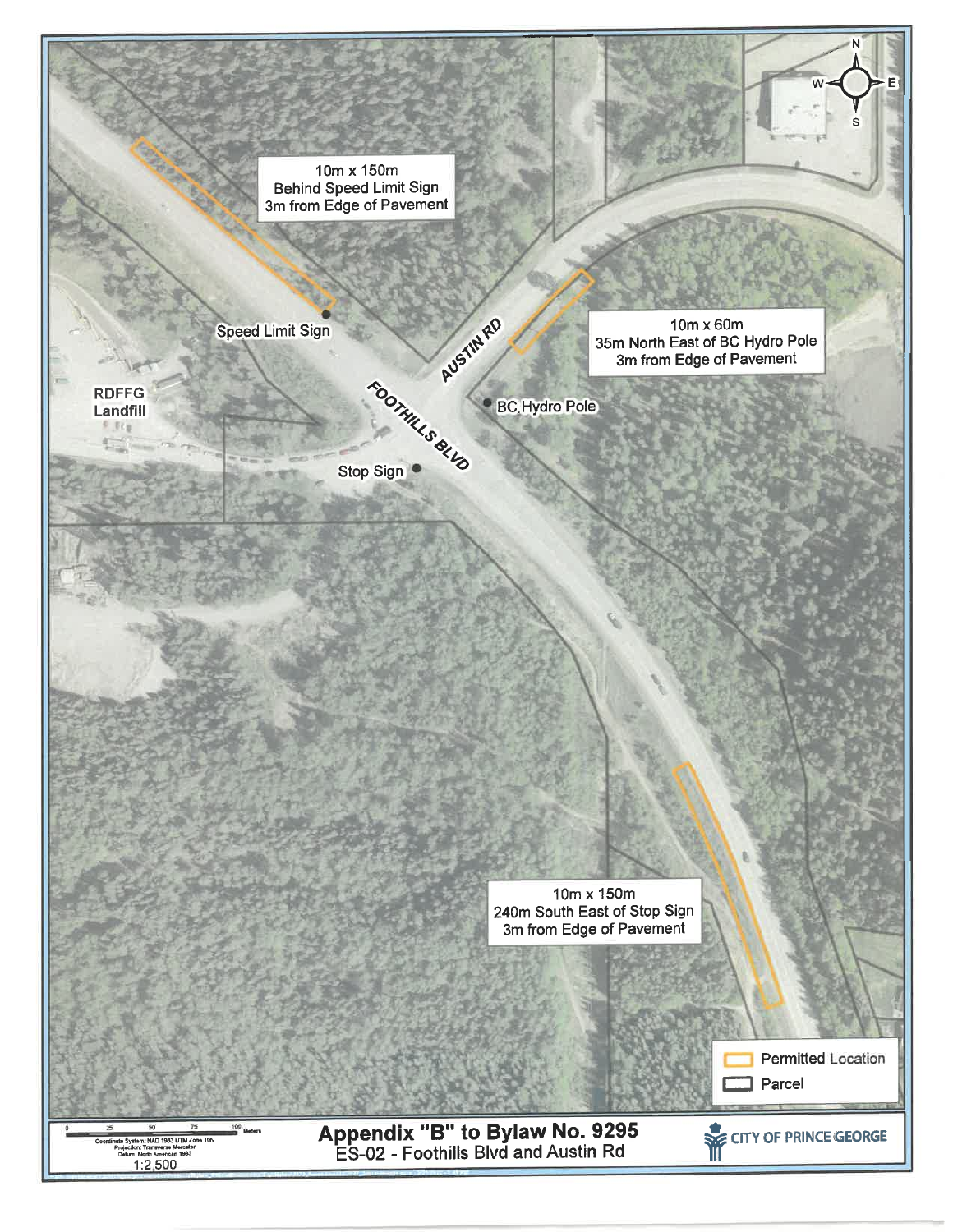10m x 150m
Behind Speed Limit Sign
3m from Edge of Pavement

Speed Limit Sign

AUSTIN RD

10m x 60m
35m North East of BC Hydro Pole
3m from Edge of Pavement

RDFFG
Landfill

FOOTHILLS BLVD

BC Hydro Pole

Stop Sign

10m x 150m
240m South East of Stop Sign
3m from Edge of Pavement

Permitted Location
Parcel

0 25 50 75 100 Meters
Coordinate System: NAD 1983 UTM Zone 10N
Projection: Transverse Mercator
Datum: North American 1983
1:2,500

# Appendix "B" to Bylaw No. 9295

ES-02 - Foothills Blvd and Austin Rd

CITY OF PRINCE GEORGE